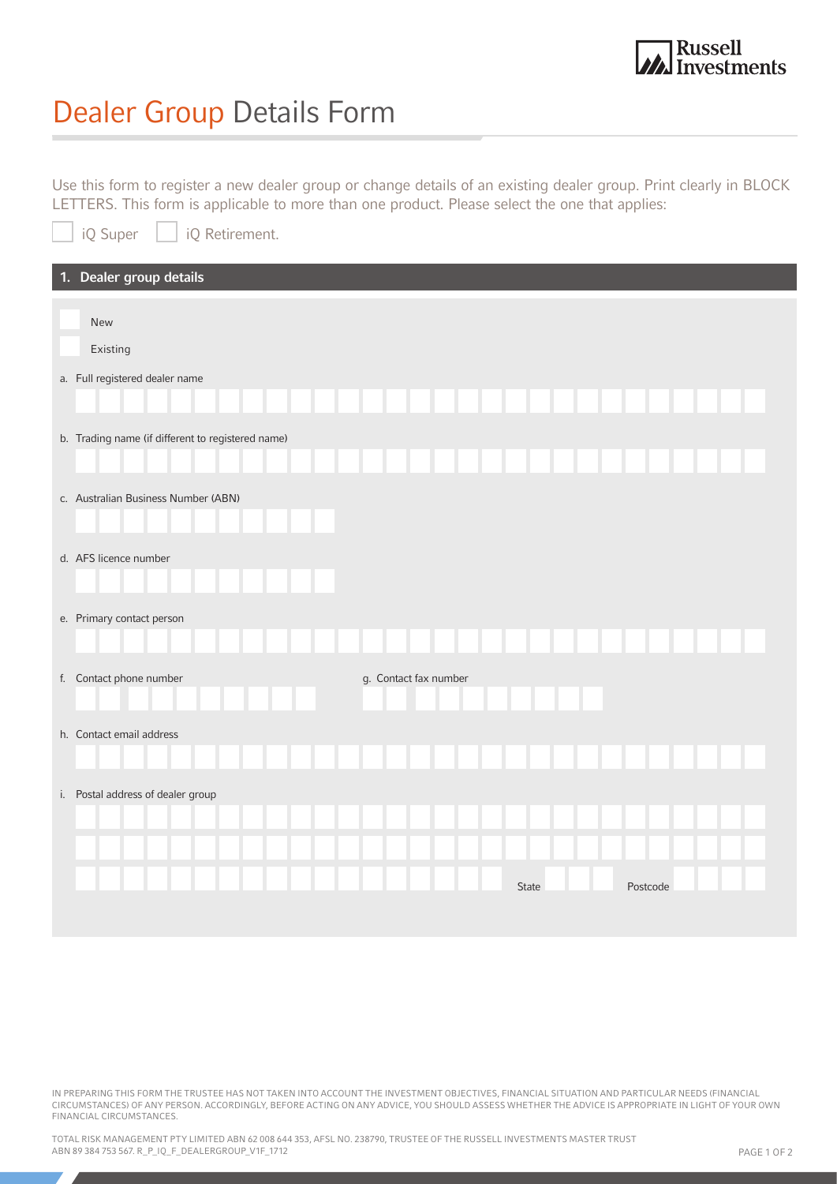# Dealer Group Details Form

Use this form to register a new dealer group or change details of an existing dealer group. Print clearly in BLOCK LETTERS. This form is applicable to more than one product. Please select the one that applies:

☐ iQ Super ☐ iQ Retirement.

## 1. Dealer group details

☐ New

☐ Existing

a. Full registered dealer name

b. Trading name (if different to registered name)

c. Australian Business Number (ABN)

d. AFS licence number

e. Primary contact person

f. Contact phone number

g. Contact fax number

h. Contact email address

i. Postal address of dealer group

State

Postcode

IN PREPARING THIS FORM THE TRUSTEE HAS NOT TAKEN INTO ACCOUNT THE INVESTMENT OBJECTIVES, FINANCIAL SITUATION AND PARTICULAR NEEDS (FINANCIAL CIRCUMSTANCES) OF ANY PERSON. ACCORDINGLY, BEFORE ACTING ON ANY ADVICE, YOU SHOULD ASSESS WHETHER THE ADVICE IS APPROPRIATE IN LIGHT OF YOUR OWN FINANCIAL CIRCUMSTANCES.

TOTAL RISK MANAGEMENT PTY LIMITED ABN 62 008 644 353, AFSL NO. 238790, TRUSTEE OF THE RUSSELL INVESTMENTS MASTER TRUST ABN 89 384 753 567. R_P_IQ_F_DEALERGROUP_V1F_1712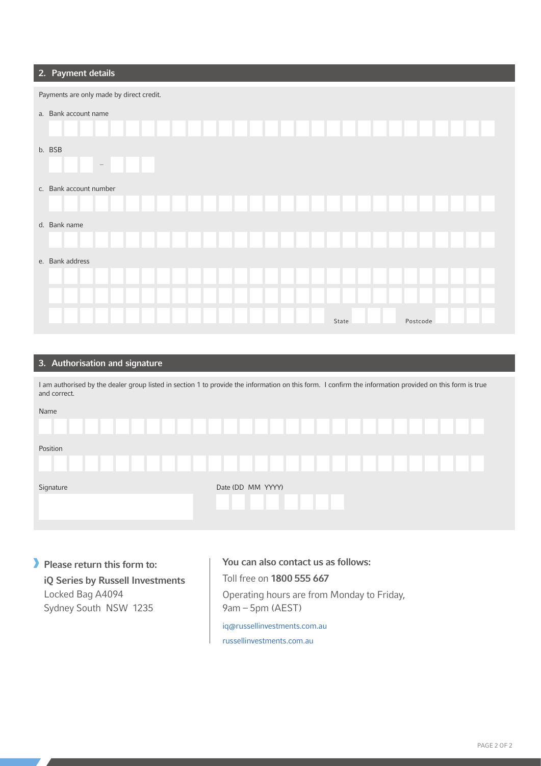## 2. Payment details

Payments are only made by direct credit.

a. Bank account name

b. BSB

–

c. Bank account number

d. Bank name

e. Bank address

State

Postcode

## 3. Authorisation and signature

I am authorised by the dealer group listed in section 1 to provide the information on this form. I confirm the information provided on this form is true and correct.

Name

Position

Signature

Date (DD MM YYYY)

**Please return this form to:**

**iQ Series by Russell Investments**
Locked Bag A4094
Sydney South NSW 1235

**You can also contact us as follows:**

Toll free on **1800 555 667**

Operating hours are from Monday to Friday, 9am – 5pm (AEST)

iq@russellinvestments.com.au

russellinvestments.com.au